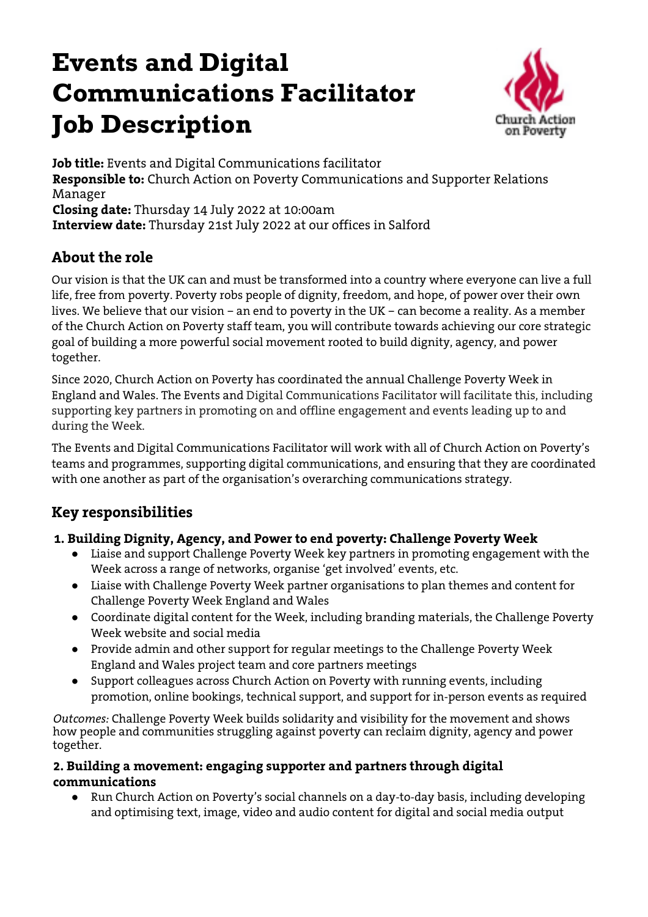# Events and Digital Communications Facilitator Job Description

**Job title:** Events and Digital Communications facilitator
**Responsible to:** Church Action on Poverty Communications and Supporter Relations Manager
**Closing date:** Thursday 14 July 2022 at 10:00am
**Interview date:** Thursday 21st July 2022 at our offices in Salford

## About the role

Our vision is that the UK can and must be transformed into a country where everyone can live a full life, free from poverty. Poverty robs people of dignity, freedom, and hope, of power over their own lives. We believe that our vision – an end to poverty in the UK – can become a reality. As a member of the Church Action on Poverty staff team, you will contribute towards achieving our core strategic goal of building a more powerful social movement rooted to build dignity, agency, and power together.

Since 2020, Church Action on Poverty has coordinated the annual Challenge Poverty Week in England and Wales. The Events and Digital Communications Facilitator will facilitate this, including supporting key partners in promoting on and offline engagement and events leading up to and during the Week.

The Events and Digital Communications Facilitator will work with all of Church Action on Poverty's teams and programmes, supporting digital communications, and ensuring that they are coordinated with one another as part of the organisation's overarching communications strategy.

## Key responsibilities

### 1. Building Dignity, Agency, and Power to end poverty: Challenge Poverty Week

- Liaise and support Challenge Poverty Week key partners in promoting engagement with the Week across a range of networks, organise 'get involved' events, etc.
- Liaise with Challenge Poverty Week partner organisations to plan themes and content for Challenge Poverty Week England and Wales
- Coordinate digital content for the Week, including branding materials, the Challenge Poverty Week website and social media
- Provide admin and other support for regular meetings to the Challenge Poverty Week England and Wales project team and core partners meetings
- Support colleagues across Church Action on Poverty with running events, including promotion, online bookings, technical support, and support for in-person events as required

*Outcomes:* Challenge Poverty Week builds solidarity and visibility for the movement and shows how people and communities struggling against poverty can reclaim dignity, agency and power together.

### 2. Building a movement: engaging supporter and partners through digital communications

- Run Church Action on Poverty's social channels on a day-to-day basis, including developing and optimising text, image, video and audio content for digital and social media output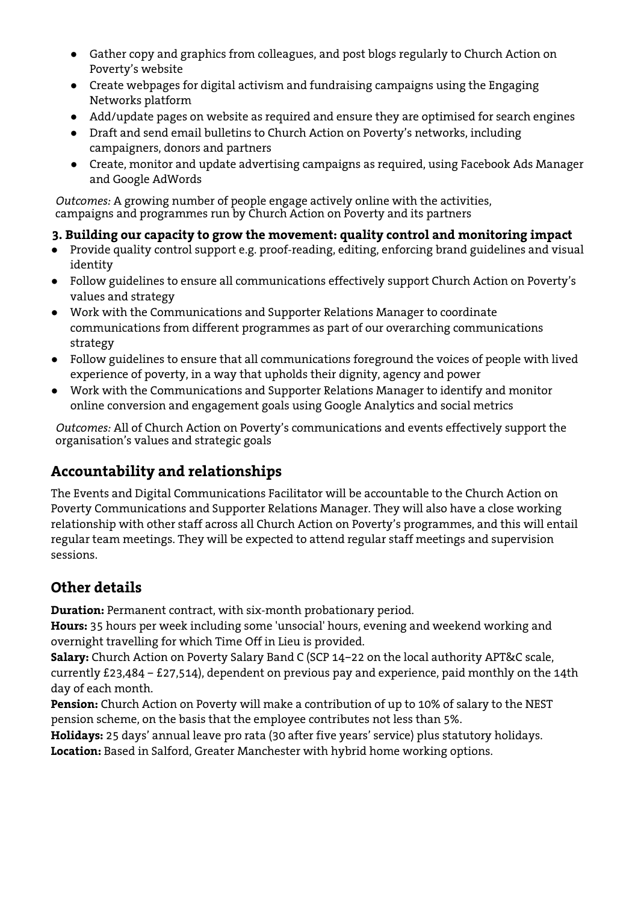- Gather copy and graphics from colleagues, and post blogs regularly to Church Action on Poverty's website
- Create webpages for digital activism and fundraising campaigns using the Engaging Networks platform
- Add/update pages on website as required and ensure they are optimised for search engines
- Draft and send email bulletins to Church Action on Poverty's networks, including campaigners, donors and partners
- Create, monitor and update advertising campaigns as required, using Facebook Ads Manager and Google AdWords

*Outcomes:* A growing number of people engage actively online with the activities, campaigns and programmes run by Church Action on Poverty and its partners

**3. Building our capacity to grow the movement: quality control and monitoring impact**

- Provide quality control support e.g. proof-reading, editing, enforcing brand guidelines and visual identity
- Follow guidelines to ensure all communications effectively support Church Action on Poverty's values and strategy
- Work with the Communications and Supporter Relations Manager to coordinate communications from different programmes as part of our overarching communications strategy
- Follow guidelines to ensure that all communications foreground the voices of people with lived experience of poverty, in a way that upholds their dignity, agency and power
- Work with the Communications and Supporter Relations Manager to identify and monitor online conversion and engagement goals using Google Analytics and social metrics

*Outcomes:* All of Church Action on Poverty's communications and events effectively support the organisation's values and strategic goals

## Accountability and relationships

The Events and Digital Communications Facilitator will be accountable to the Church Action on Poverty Communications and Supporter Relations Manager. They will also have a close working relationship with other staff across all Church Action on Poverty's programmes, and this will entail regular team meetings. They will be expected to attend regular staff meetings and supervision sessions.

## Other details

**Duration:** Permanent contract, with six-month probationary period.
**Hours:** 35 hours per week including some 'unsocial' hours, evening and weekend working and overnight travelling for which Time Off in Lieu is provided.
**Salary:** Church Action on Poverty Salary Band C (SCP 14–22 on the local authority APT&C scale, currently £23,484 – £27,514), dependent on previous pay and experience, paid monthly on the 14th day of each month.
**Pension:** Church Action on Poverty will make a contribution of up to 10% of salary to the NEST pension scheme, on the basis that the employee contributes not less than 5%.
**Holidays:** 25 days' annual leave pro rata (30 after five years' service) plus statutory holidays.
**Location:** Based in Salford, Greater Manchester with hybrid home working options.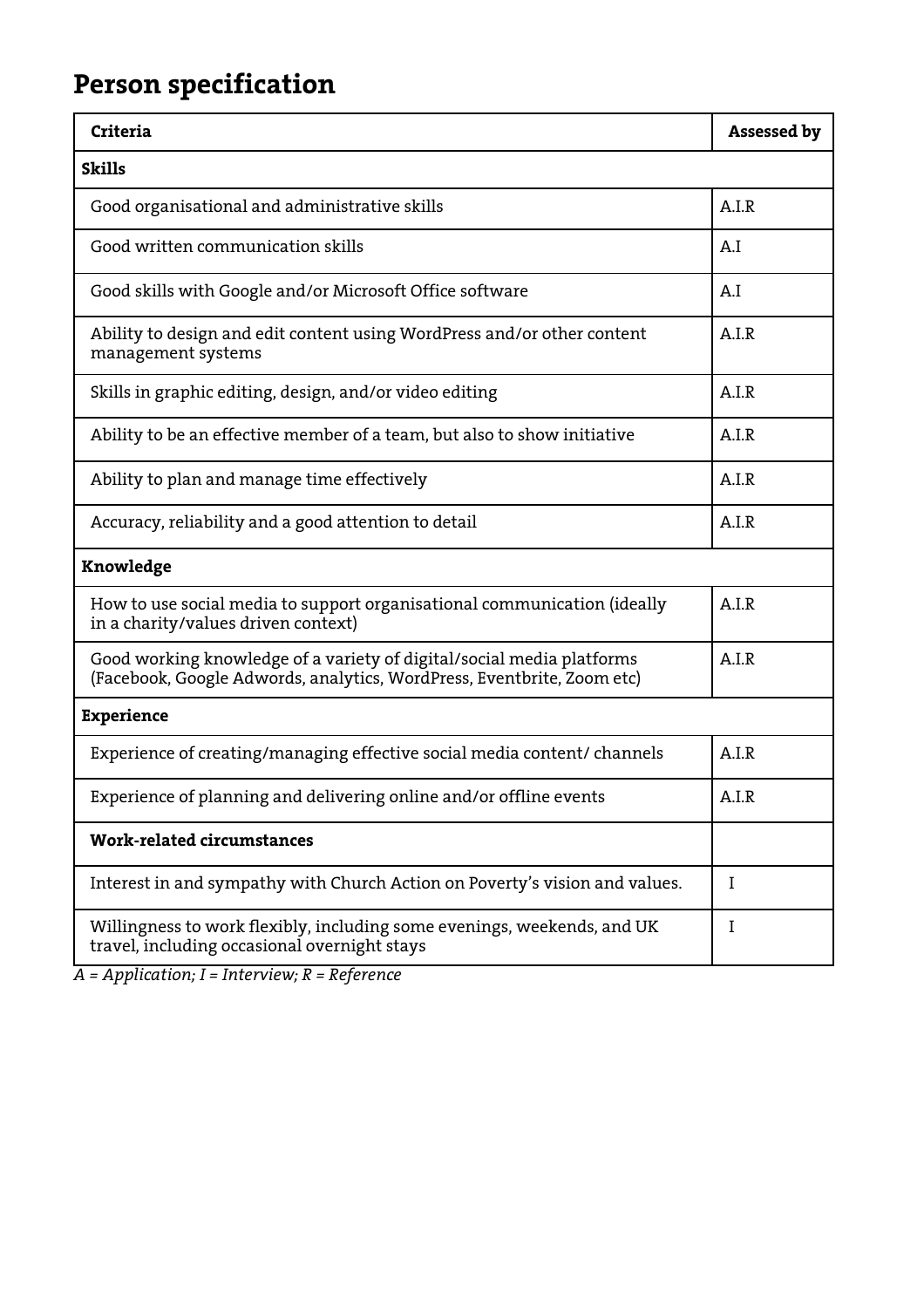## Person specification

| Criteria | Assessed by |
|---|---|
| **Skills** | |
| Good organisational and administrative skills | A.I.R |
| Good written communication skills | A.I |
| Good skills with Google and/or Microsoft Office software | A.I |
| Ability to design and edit content using WordPress and/or other content management systems | A.I.R |
| Skills in graphic editing, design, and/or video editing | A.I.R |
| Ability to be an effective member of a team, but also to show initiative | A.I.R |
| Ability to plan and manage time effectively | A.I.R |
| Accuracy, reliability and a good attention to detail | A.I.R |
| **Knowledge** | |
| How to use social media to support organisational communication (ideally in a charity/values driven context) | A.I.R |
| Good working knowledge of a variety of digital/social media platforms (Facebook, Google Adwords, analytics, WordPress, Eventbrite, Zoom etc) | A.I.R |
| **Experience** | |
| Experience of creating/managing effective social media content/ channels | A.I.R |
| Experience of planning and delivering online and/or offline events | A.I.R |
| **Work-related circumstances** | |
| Interest in and sympathy with Church Action on Poverty's vision and values. | I |
| Willingness to work flexibly, including some evenings, weekends, and UK travel, including occasional overnight stays | I |

*A = Application; I = Interview; R = Reference*